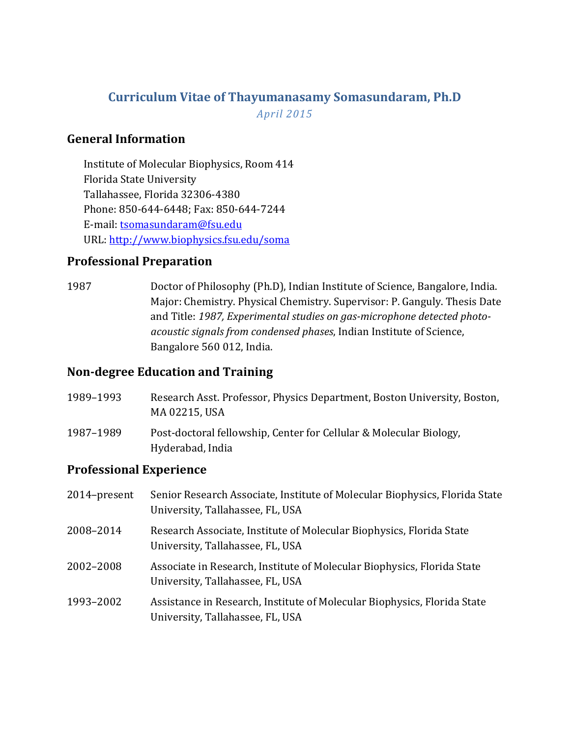# Curriculum Vitae of Thayumanasamy Somasundaram, Ph.D

*April 2015*

## General Information

Institute of Molecular Biophysics, Room 414
Florida State University
Tallahassee, Florida 32306-4380
Phone: 850-644-6448; Fax: 850-644-7244
E-mail: tsomasundaram@fsu.edu
URL: http://www.biophysics.fsu.edu/soma

## Professional Preparation

1987 — Doctor of Philosophy (Ph.D), Indian Institute of Science, Bangalore, India. Major: Chemistry. Physical Chemistry. Supervisor: P. Ganguly. Thesis Date and Title: *1987, Experimental studies on gas-microphone detected photo-acoustic signals from condensed phases*, Indian Institute of Science, Bangalore 560 012, India.

## Non-degree Education and Training

1989–1993 — Research Asst. Professor, Physics Department, Boston University, Boston, MA 02215, USA

1987–1989 — Post-doctoral fellowship, Center for Cellular & Molecular Biology, Hyderabad, India

## Professional Experience

2014–present — Senior Research Associate, Institute of Molecular Biophysics, Florida State University, Tallahassee, FL, USA

2008–2014 — Research Associate, Institute of Molecular Biophysics, Florida State University, Tallahassee, FL, USA

2002–2008 — Associate in Research, Institute of Molecular Biophysics, Florida State University, Tallahassee, FL, USA

1993–2002 — Assistance in Research, Institute of Molecular Biophysics, Florida State University, Tallahassee, FL, USA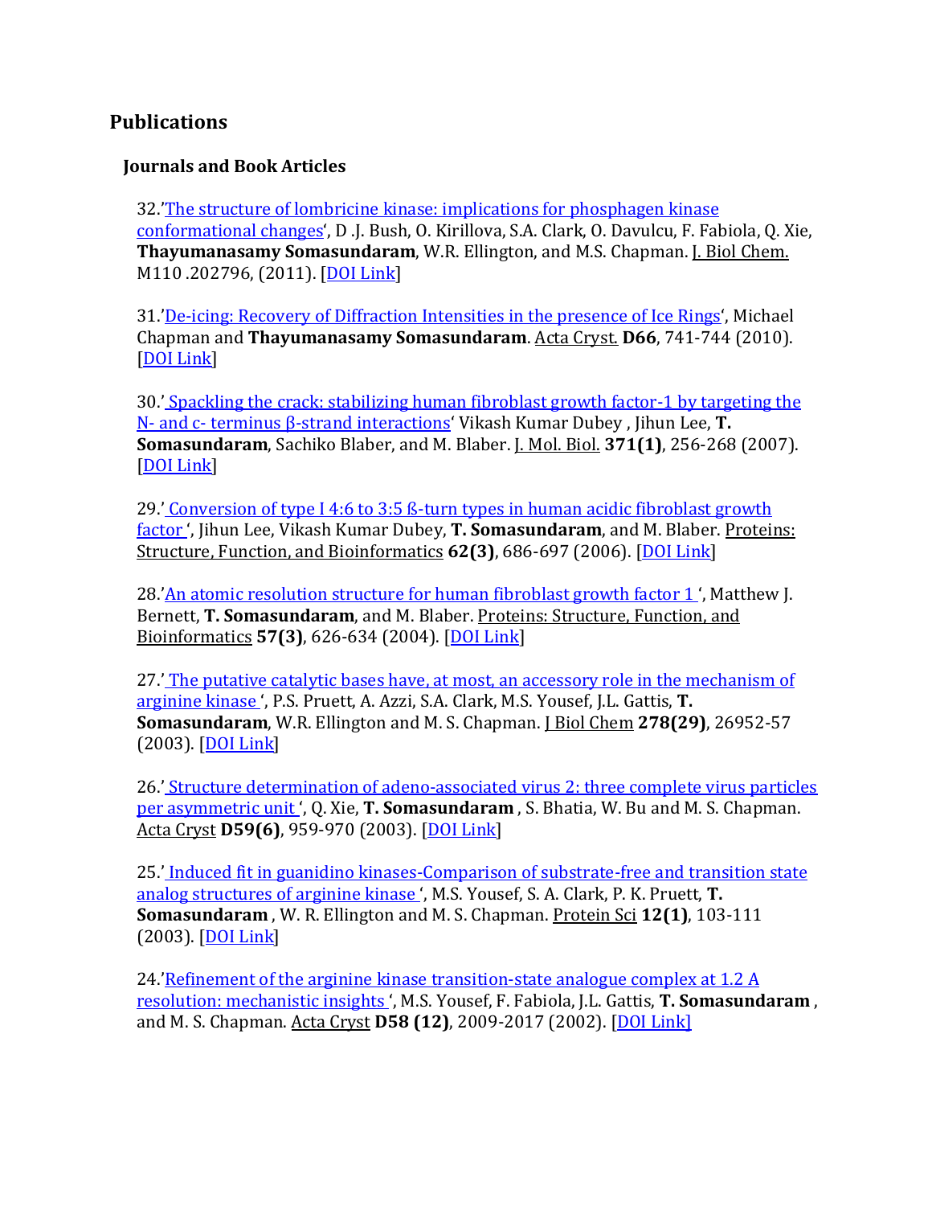## Publications

### Journals and Book Articles

32.'[The structure of lombricine kinase: implications for phosphagen kinase conformational changes]', D .J. Bush, O. Kirillova, S.A. Clark, O. Davulcu, F. Fabiola, Q. Xie, **Thayumanasamy Somasundaram**, W.R. Ellington, and M.S. Chapman. J. Biol Chem. M110 .202796, (2011). [DOI Link]

31.'[De-icing: Recovery of Diffraction Intensities in the presence of Ice Rings]', Michael Chapman and **Thayumanasamy Somasundaram**. Acta Cryst. **D66**, 741-744 (2010). [DOI Link]

30.'[Spackling the crack: stabilizing human fibroblast growth factor-1 by targeting the N- and c- terminus β-strand interactions]' Vikash Kumar Dubey , Jihun Lee, **T. Somasundaram**, Sachiko Blaber, and M. Blaber. J. Mol. Biol. **371(1)**, 256-268 (2007). [DOI Link]

29.'[Conversion of type I 4:6 to 3:5 ß-turn types in human acidic fibroblast growth factor ]', Jihun Lee, Vikash Kumar Dubey, **T. Somasundaram**, and M. Blaber. Proteins: Structure, Function, and Bioinformatics **62(3)**, 686-697 (2006). [DOI Link]

28.'[An atomic resolution structure for human fibroblast growth factor 1 ]', Matthew J. Bernett, **T. Somasundaram**, and M. Blaber. Proteins: Structure, Function, and Bioinformatics **57(3)**, 626-634 (2004). [DOI Link]

27.'[The putative catalytic bases have, at most, an accessory role in the mechanism of arginine kinase ]', P.S. Pruett, A. Azzi, S.A. Clark, M.S. Yousef, J.L. Gattis, **T. Somasundaram**, W.R. Ellington and M. S. Chapman. J Biol Chem **278(29)**, 26952-57 (2003). [DOI Link]

26.'[Structure determination of adeno-associated virus 2: three complete virus particles per asymmetric unit ]', Q. Xie, **T. Somasundaram** , S. Bhatia, W. Bu and M. S. Chapman. Acta Cryst **D59(6)**, 959-970 (2003). [DOI Link]

25.'[Induced fit in guanidino kinases-Comparison of substrate-free and transition state analog structures of arginine kinase ]', M.S. Yousef, S. A. Clark, P. K. Pruett, **T. Somasundaram** , W. R. Ellington and M. S. Chapman. Protein Sci **12(1)**, 103-111 (2003). [DOI Link]

24.'[Refinement of the arginine kinase transition-state analogue complex at 1.2 A resolution: mechanistic insights ]', M.S. Yousef, F. Fabiola, J.L. Gattis, **T. Somasundaram** , and M. S. Chapman. Acta Cryst **D58 (12)**, 2009-2017 (2002). [DOI Link]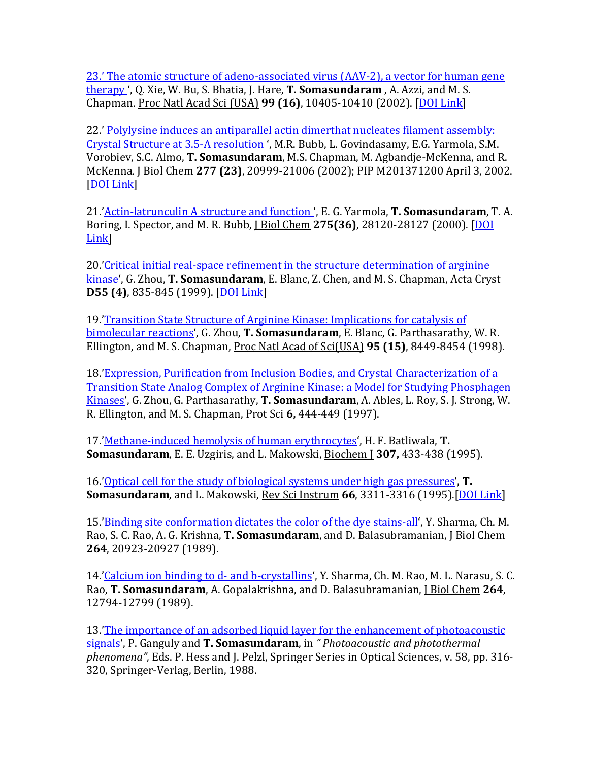23.' The atomic structure of adeno-associated virus (AAV-2), a vector for human gene therapy ', Q. Xie, W. Bu, S. Bhatia, J. Hare, **T. Somasundaram** , A. Azzi, and M. S. Chapman. Proc Natl Acad Sci (USA) **99 (16)**, 10405-10410 (2002). [DOI Link]

22.' Polylysine induces an antiparallel actin dimerthat nucleates filament assembly: Crystal Structure at 3.5-A resolution ', M.R. Bubb, L. Govindasamy, E.G. Yarmola, S.M. Vorobiev, S.C. Almo, **T. Somasundaram**, M.S. Chapman, M. Agbandje-McKenna, and R. McKenna. J Biol Chem **277 (23)**, 20999-21006 (2002); PIP M201371200 April 3, 2002. [DOI Link]

21.'Actin-latrunculin A structure and function ', E. G. Yarmola, **T. Somasundaram**, T. A. Boring, I. Spector, and M. R. Bubb, J Biol Chem **275(36)**, 28120-28127 (2000). [DOI Link]

20.'Critical initial real-space refinement in the structure determination of arginine kinase', G. Zhou, **T. Somasundaram**, E. Blanc, Z. Chen, and M. S. Chapman, Acta Cryst **D55 (4)**, 835-845 (1999). [DOI Link]

19.'Transition State Structure of Arginine Kinase: Implications for catalysis of bimolecular reactions', G. Zhou, **T. Somasundaram**, E. Blanc, G. Parthasarathy, W. R. Ellington, and M. S. Chapman, Proc Natl Acad of Sci(USA) **95 (15)**, 8449-8454 (1998).

18.'Expression, Purification from Inclusion Bodies, and Crystal Characterization of a Transition State Analog Complex of Arginine Kinase: a Model for Studying Phosphagen Kinases', G. Zhou, G. Parthasarathy, **T. Somasundaram**, A. Ables, L. Roy, S. J. Strong, W. R. Ellington, and M. S. Chapman, Prot Sci **6,** 444-449 (1997).

17.'Methane-induced hemolysis of human erythrocytes', H. F. Batliwala, **T. Somasundaram**, E. E. Uzgiris, and L. Makowski, Biochem J **307,** 433-438 (1995).

16.'Optical cell for the study of biological systems under high gas pressures', **T. Somasundaram**, and L. Makowski, Rev Sci Instrum **66**, 3311-3316 (1995).[DOI Link]

15.'Binding site conformation dictates the color of the dye stains-all', Y. Sharma, Ch. M. Rao, S. C. Rao, A. G. Krishna, **T. Somasundaram**, and D. Balasubramanian, J Biol Chem **264**, 20923-20927 (1989).

14.'Calcium ion binding to d- and b-crystallins', Y. Sharma, Ch. M. Rao, M. L. Narasu, S. C. Rao, **T. Somasundaram**, A. Gopalakrishna, and D. Balasubramanian, J Biol Chem **264**, 12794-12799 (1989).

13.'The importance of an adsorbed liquid layer for the enhancement of photoacoustic signals', P. Ganguly and **T. Somasundaram**, in *" Photoacoustic and photothermal phenomena",* Eds. P. Hess and J. Pelzl, Springer Series in Optical Sciences, v. 58, pp. 316-320, Springer-Verlag, Berlin, 1988.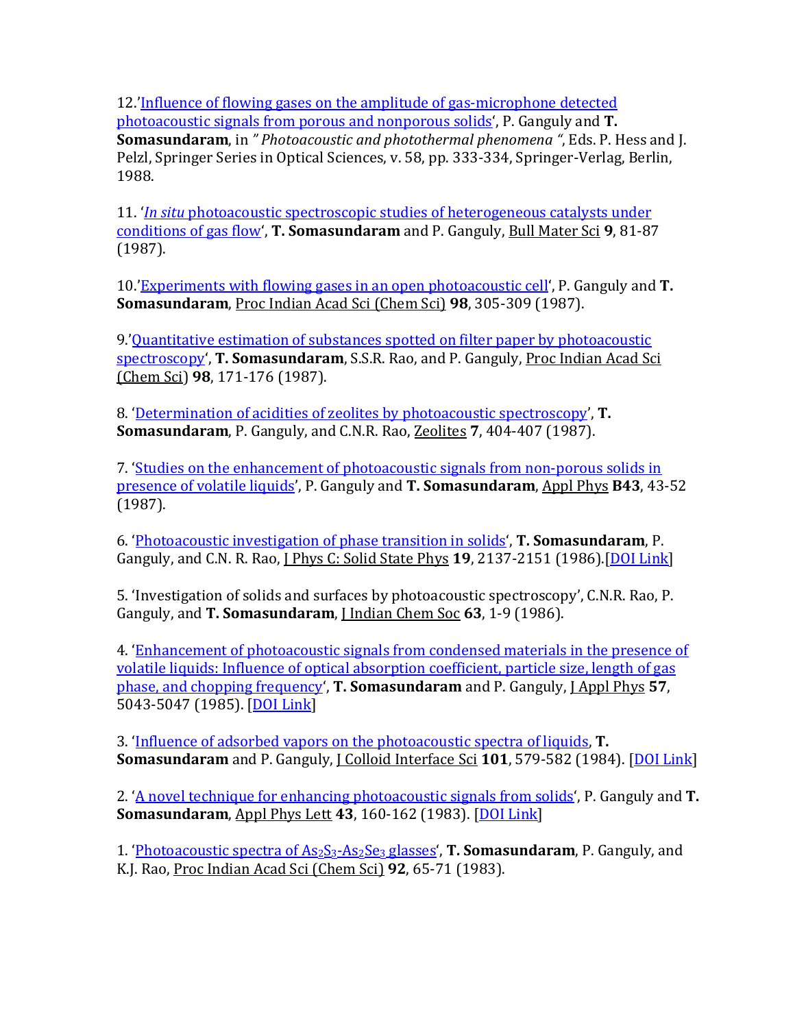12.'Influence of flowing gases on the amplitude of gas-microphone detected photoacoustic signals from porous and nonporous solids', P. Ganguly and **T. Somasundaram**, in *" Photoacoustic and photothermal phenomena "*, Eds. P. Hess and J. Pelzl, Springer Series in Optical Sciences, v. 58, pp. 333-334, Springer-Verlag, Berlin, 1988.

11. '*In situ* photoacoustic spectroscopic studies of heterogeneous catalysts under conditions of gas flow', **T. Somasundaram** and P. Ganguly, Bull Mater Sci **9**, 81-87 (1987).

10.'Experiments with flowing gases in an open photoacoustic cell', P. Ganguly and **T. Somasundaram**, Proc Indian Acad Sci (Chem Sci) **98**, 305-309 (1987).

9.'Quantitative estimation of substances spotted on filter paper by photoacoustic spectroscopy', **T. Somasundaram**, S.S.R. Rao, and P. Ganguly, Proc Indian Acad Sci (Chem Sci) **98**, 171-176 (1987).

8. 'Determination of acidities of zeolites by photoacoustic spectroscopy', **T. Somasundaram**, P. Ganguly, and C.N.R. Rao, Zeolites **7**, 404-407 (1987).

7. 'Studies on the enhancement of photoacoustic signals from non-porous solids in presence of volatile liquids', P. Ganguly and **T. Somasundaram**, Appl Phys **B43**, 43-52 (1987).

6. 'Photoacoustic investigation of phase transition in solids', **T. Somasundaram**, P. Ganguly, and C.N. R. Rao, J Phys C: Solid State Phys **19**, 2137-2151 (1986).[DOI Link]

5. 'Investigation of solids and surfaces by photoacoustic spectroscopy', C.N.R. Rao, P. Ganguly, and **T. Somasundaram**, J Indian Chem Soc **63**, 1-9 (1986).

4. 'Enhancement of photoacoustic signals from condensed materials in the presence of volatile liquids: Influence of optical absorption coefficient, particle size, length of gas phase, and chopping frequency', **T. Somasundaram** and P. Ganguly, J Appl Phys **57**, 5043-5047 (1985). [DOI Link]

3. 'Influence of adsorbed vapors on the photoacoustic spectra of liquids, **T. Somasundaram** and P. Ganguly, J Colloid Interface Sci **101**, 579-582 (1984). [DOI Link]

2. 'A novel technique for enhancing photoacoustic signals from solids', P. Ganguly and **T. Somasundaram**, Appl Phys Lett **43**, 160-162 (1983). [DOI Link]

1. 'Photoacoustic spectra of $As_2S_3$-$As_2Se_3$ glasses', **T. Somasundaram**, P. Ganguly, and K.J. Rao, Proc Indian Acad Sci (Chem Sci) **92**, 65-71 (1983).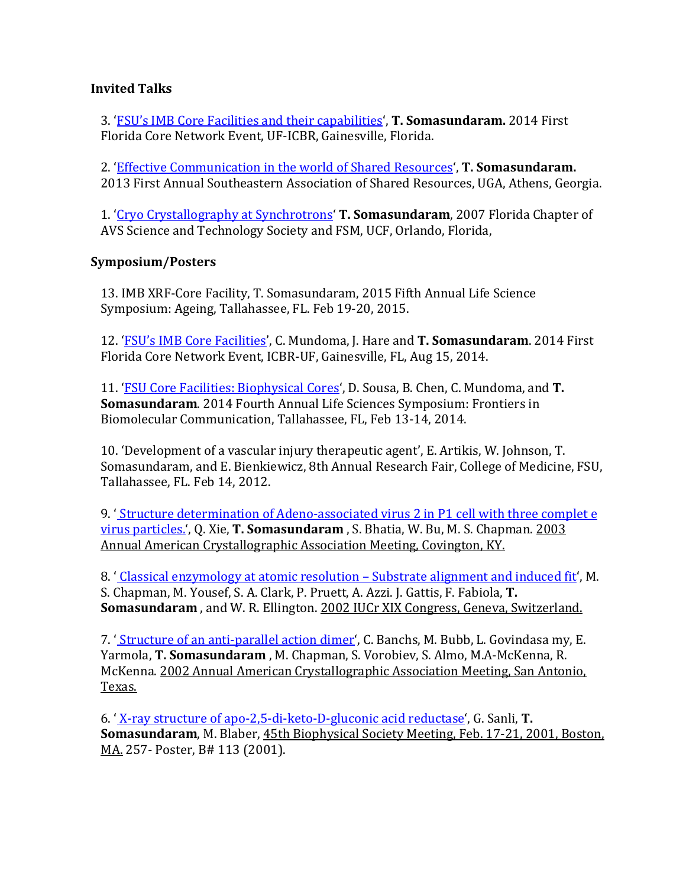**Invited Talks**

3. '[FSU's IMB Core Facilities and their capabilities](#)', **T. Somasundaram.** 2014 First Florida Core Network Event, UF-ICBR, Gainesville, Florida.

2. '[Effective Communication in the world of Shared Resources](#)', **T. Somasundaram.** 2013 First Annual Southeastern Association of Shared Resources, UGA, Athens, Georgia.

1. '[Cryo Crystallography at Synchrotrons](#)' **T. Somasundaram**, 2007 Florida Chapter of AVS Science and Technology Society and FSM, UCF, Orlando, Florida,

**Symposium/Posters**

13. IMB XRF-Core Facility, T. Somasundaram, 2015 Fifth Annual Life Science Symposium: Ageing, Tallahassee, FL. Feb 19-20, 2015.

12. '[FSU's IMB Core Facilities](#)', C. Mundoma, J. Hare and **T. Somasundaram**. 2014 First Florida Core Network Event, ICBR-UF, Gainesville, FL, Aug 15, 2014.

11. '[FSU Core Facilities: Biophysical Cores](#)', D. Sousa, B. Chen, C. Mundoma, and **T. Somasundaram**. 2014 Fourth Annual Life Sciences Symposium: Frontiers in Biomolecular Communication, Tallahassee, FL, Feb 13-14, 2014.

10. 'Development of a vascular injury therapeutic agent', E. Artikis, W. Johnson, T. Somasundaram, and E. Bienkiewicz, 8th Annual Research Fair, College of Medicine, FSU, Tallahassee, FL. Feb 14, 2012.

9. '[ Structure determination of Adeno-associated virus 2 in P1 cell with three complet e virus particles.](#)', Q. Xie, **T. Somasundaram** , S. Bhatia, W. Bu, M. S. Chapman. 2003 Annual American Crystallographic Association Meeting, Covington, KY.

8. '[ Classical enzymology at atomic resolution – Substrate alignment and induced fit](#)', M. S. Chapman, M. Yousef, S. A. Clark, P. Pruett, A. Azzi. J. Gattis, F. Fabiola, **T. Somasundaram** , and W. R. Ellington. 2002 IUCr XIX Congress, Geneva, Switzerland.

7. '[ Structure of an anti-parallel action dimer](#)', C. Banchs, M. Bubb, L. Govindasa my, E. Yarmola, **T. Somasundaram** , M. Chapman, S. Vorobiev, S. Almo, M.A-McKenna, R. McKenna. 2002 Annual American Crystallographic Association Meeting, San Antonio, Texas.

6. '[ X-ray structure of apo-2,5-di-keto-D-gluconic acid reductase](#)', G. Sanli, **T. Somasundaram**, M. Blaber, 45th Biophysical Society Meeting, Feb. 17-21, 2001, Boston, MA. 257- Poster, B# 113 (2001).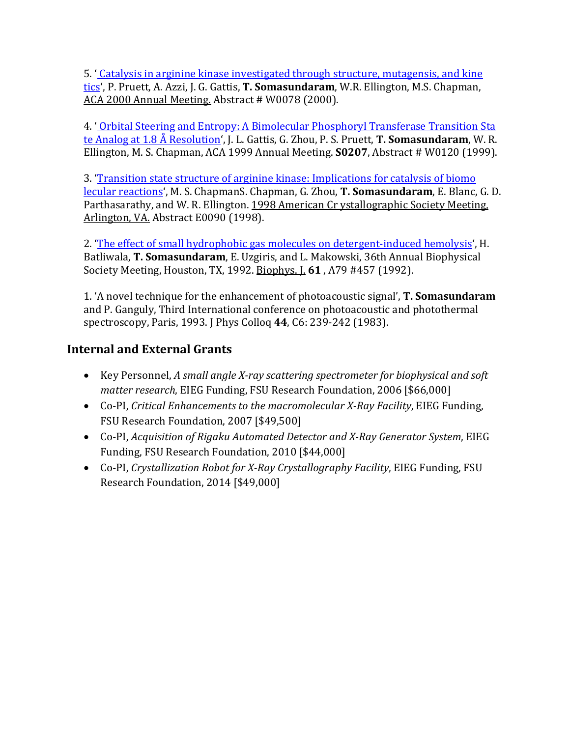5. ' Catalysis in arginine kinase investigated through structure, mutagensis, and kinetics', P. Pruett, A. Azzi, J. G. Gattis, **T. Somasundaram**, W.R. Ellington, M.S. Chapman, ACA 2000 Annual Meeting. Abstract # W0078 (2000).

4. ' Orbital Steering and Entropy: A Bimolecular Phosphoryl Transferase Transition State Analog at 1.8 Å Resolution', J. L. Gattis, G. Zhou, P. S. Pruett, **T. Somasundaram**, W. R. Ellington, M. S. Chapman, ACA 1999 Annual Meeting. **S0207**, Abstract # W0120 (1999).

3. 'Transition state structure of arginine kinase: Implications for catalysis of biomolecular reactions', M. S. ChapmanS. Chapman, G. Zhou, **T. Somasundaram**, E. Blanc, G. D. Parthasarathy, and W. R. Ellington. 1998 American Cr ystallographic Society Meeting, Arlington, VA. Abstract E0090 (1998).

2. 'The effect of small hydrophobic gas molecules on detergent-induced hemolysis', H. Batliwala, **T. Somasundaram**, E. Uzgiris, and L. Makowski, 36th Annual Biophysical Society Meeting, Houston, TX, 1992. Biophys. J. **61** , A79 #457 (1992).

1. 'A novel technique for the enhancement of photoacoustic signal', **T. Somasundaram** and P. Ganguly, Third International conference on photoacoustic and photothermal spectroscopy, Paris, 1993. J Phys Colloq **44**, C6: 239-242 (1983).

## Internal and External Grants

- Key Personnel, *A small angle X-ray scattering spectrometer for biophysical and soft matter research*, EIEG Funding, FSU Research Foundation, 2006 [$66,000]
- Co-PI, *Critical Enhancements to the macromolecular X-Ray Facility*, EIEG Funding, FSU Research Foundation, 2007 [$49,500]
- Co-PI, *Acquisition of Rigaku Automated Detector and X-Ray Generator System*, EIEG Funding, FSU Research Foundation, 2010 [$44,000]
- Co-PI, *Crystallization Robot for X-Ray Crystallography Facility*, EIEG Funding, FSU Research Foundation, 2014 [$49,000]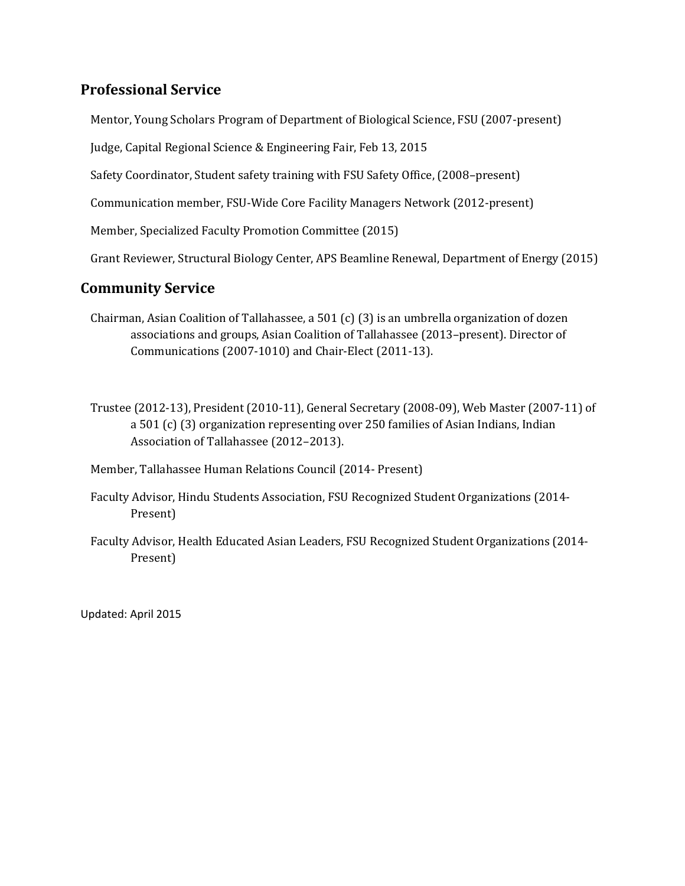## Professional Service

Mentor, Young Scholars Program of Department of Biological Science, FSU (2007-present)

Judge, Capital Regional Science & Engineering Fair, Feb 13, 2015

Safety Coordinator, Student safety training with FSU Safety Office, (2008–present)

Communication member, FSU-Wide Core Facility Managers Network (2012-present)

Member, Specialized Faculty Promotion Committee (2015)

Grant Reviewer, Structural Biology Center, APS Beamline Renewal, Department of Energy (2015)

## Community Service

Chairman, Asian Coalition of Tallahassee, a 501 (c) (3) is an umbrella organization of dozen associations and groups, Asian Coalition of Tallahassee (2013–present). Director of Communications (2007-1010) and Chair-Elect (2011-13).

Trustee (2012-13), President (2010-11), General Secretary (2008-09), Web Master (2007-11) of a 501 (c) (3) organization representing over 250 families of Asian Indians, Indian Association of Tallahassee (2012–2013).

Member, Tallahassee Human Relations Council (2014- Present)

Faculty Advisor, Hindu Students Association, FSU Recognized Student Organizations (2014-Present)

Faculty Advisor, Health Educated Asian Leaders, FSU Recognized Student Organizations (2014-Present)

Updated: April 2015